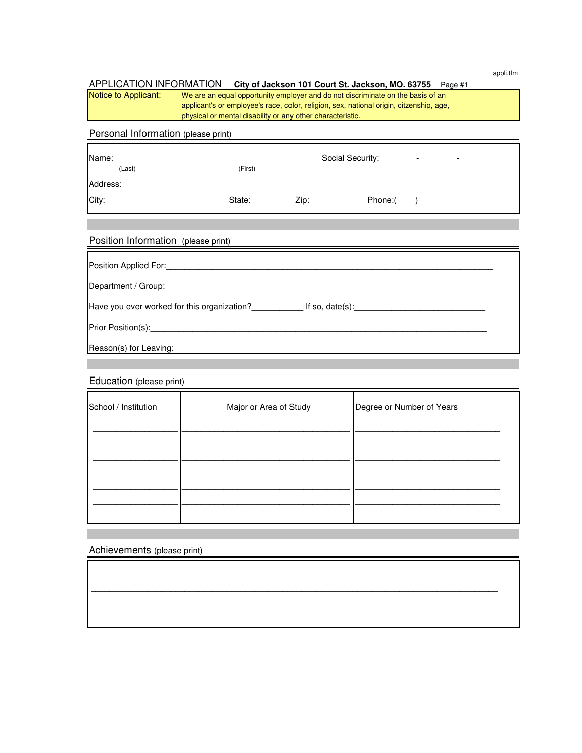## APPLICATION INFORMATION **City of Jackson 101 Court St. Jackson, MO. 63755** Page #1

**Notice to Applicant:** We are an equal opportunity employer and do not discriminate on the basis of an applicant's or employee's race, color, religion, sex, national origin, citizenship, age, physical or mental disability or any other characteristic.

### Personal Information (please print)

Name:_______________________________________________ Social Security:________-________-________
(Last) (First)

Address:_______________________________________________________________________________

City:__________________________ State:_________ Zip:____________ Phone:(____)______________

### Position Information (please print)

Position Applied For:_______________________________________________________________________

Department / Group:________________________________________________________________________

Have you ever worked for this organization?___________ If so, date(s):____________________________

Prior Position(s):___________________________________________________________________________

Reason(s) for Leaving:_______________________________________________________________________

### Education (please print)

| School / Institution | Major or Area of Study | Degree or Number of Years |
|---|---|---|
| | | |
| | | |
| | | |
| | | |
| | | |
| | | |

### Achievements (please print)

_______________________________________________________________________________________

_______________________________________________________________________________________

_______________________________________________________________________________________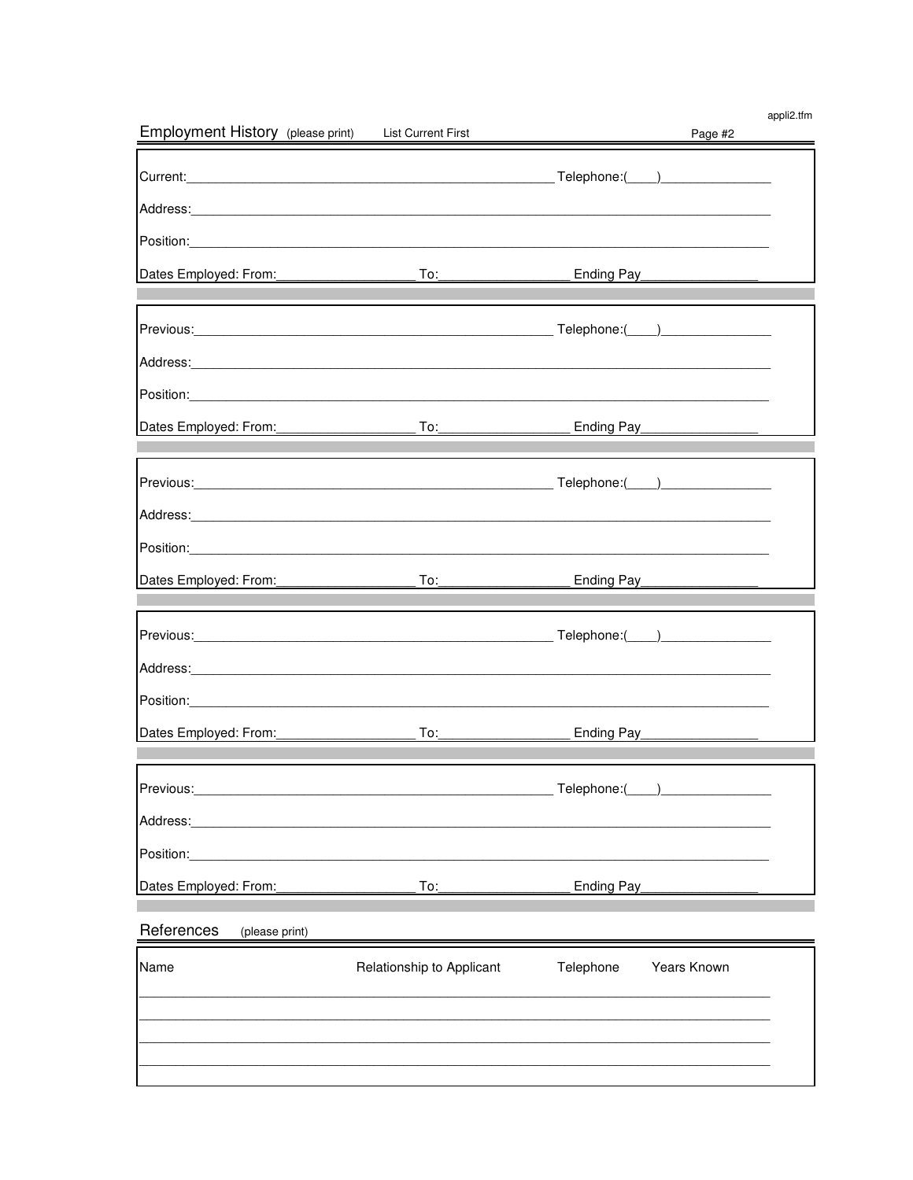## Employment History (please print) List Current First

Current:\_\_\_\_\_\_\_\_\_\_\_\_\_\_\_\_\_\_\_\_\_\_\_\_\_\_\_\_\_\_\_\_\_\_\_\_\_\_\_\_ Telephone:(\_\_\_\_)\_\_\_\_\_\_\_\_\_\_\_\_\_\_\_\_

Address:\_\_\_\_\_\_\_\_\_\_\_\_\_\_\_\_\_\_\_\_\_\_\_\_\_\_\_\_\_\_\_\_\_\_\_\_\_\_\_\_\_\_\_\_\_\_\_\_\_\_\_\_\_\_\_\_\_\_\_\_

Position:\_\_\_\_\_\_\_\_\_\_\_\_\_\_\_\_\_\_\_\_\_\_\_\_\_\_\_\_\_\_\_\_\_\_\_\_\_\_\_\_\_\_\_\_\_\_\_\_\_\_\_\_\_\_\_\_\_\_\_\_

Dates Employed: From:\_\_\_\_\_\_\_\_\_\_\_\_\_\_\_\_\_\_ To:\_\_\_\_\_\_\_\_\_\_\_\_\_\_\_\_\_\_ Ending Pay\_\_\_\_\_\_\_\_\_\_\_\_\_\_\_\_

Previous:\_\_\_\_\_\_\_\_\_\_\_\_\_\_\_\_\_\_\_\_\_\_\_\_\_\_\_\_\_\_\_\_\_\_\_\_\_\_\_\_ Telephone:(\_\_\_\_)\_\_\_\_\_\_\_\_\_\_\_\_\_\_\_\_

Address:\_\_\_\_\_\_\_\_\_\_\_\_\_\_\_\_\_\_\_\_\_\_\_\_\_\_\_\_\_\_\_\_\_\_\_\_\_\_\_\_\_\_\_\_\_\_\_\_\_\_\_\_\_\_\_\_\_\_\_\_

Position:\_\_\_\_\_\_\_\_\_\_\_\_\_\_\_\_\_\_\_\_\_\_\_\_\_\_\_\_\_\_\_\_\_\_\_\_\_\_\_\_\_\_\_\_\_\_\_\_\_\_\_\_\_\_\_\_\_\_\_\_

Dates Employed: From:\_\_\_\_\_\_\_\_\_\_\_\_\_\_\_\_\_\_ To:\_\_\_\_\_\_\_\_\_\_\_\_\_\_\_\_\_\_ Ending Pay\_\_\_\_\_\_\_\_\_\_\_\_\_\_\_\_

Previous:\_\_\_\_\_\_\_\_\_\_\_\_\_\_\_\_\_\_\_\_\_\_\_\_\_\_\_\_\_\_\_\_\_\_\_\_\_\_\_\_ Telephone:(\_\_\_\_)\_\_\_\_\_\_\_\_\_\_\_\_\_\_\_\_

Address:\_\_\_\_\_\_\_\_\_\_\_\_\_\_\_\_\_\_\_\_\_\_\_\_\_\_\_\_\_\_\_\_\_\_\_\_\_\_\_\_\_\_\_\_\_\_\_\_\_\_\_\_\_\_\_\_\_\_\_\_

Position:\_\_\_\_\_\_\_\_\_\_\_\_\_\_\_\_\_\_\_\_\_\_\_\_\_\_\_\_\_\_\_\_\_\_\_\_\_\_\_\_\_\_\_\_\_\_\_\_\_\_\_\_\_\_\_\_\_\_\_\_

Dates Employed: From:\_\_\_\_\_\_\_\_\_\_\_\_\_\_\_\_\_\_ To:\_\_\_\_\_\_\_\_\_\_\_\_\_\_\_\_\_\_ Ending Pay\_\_\_\_\_\_\_\_\_\_\_\_\_\_\_\_

Previous:\_\_\_\_\_\_\_\_\_\_\_\_\_\_\_\_\_\_\_\_\_\_\_\_\_\_\_\_\_\_\_\_\_\_\_\_\_\_\_\_ Telephone:(\_\_\_\_)\_\_\_\_\_\_\_\_\_\_\_\_\_\_\_\_

Address:\_\_\_\_\_\_\_\_\_\_\_\_\_\_\_\_\_\_\_\_\_\_\_\_\_\_\_\_\_\_\_\_\_\_\_\_\_\_\_\_\_\_\_\_\_\_\_\_\_\_\_\_\_\_\_\_\_\_\_\_

Position:\_\_\_\_\_\_\_\_\_\_\_\_\_\_\_\_\_\_\_\_\_\_\_\_\_\_\_\_\_\_\_\_\_\_\_\_\_\_\_\_\_\_\_\_\_\_\_\_\_\_\_\_\_\_\_\_\_\_\_\_

Dates Employed: From:\_\_\_\_\_\_\_\_\_\_\_\_\_\_\_\_\_\_ To:\_\_\_\_\_\_\_\_\_\_\_\_\_\_\_\_\_\_ Ending Pay\_\_\_\_\_\_\_\_\_\_\_\_\_\_\_\_

Previous:\_\_\_\_\_\_\_\_\_\_\_\_\_\_\_\_\_\_\_\_\_\_\_\_\_\_\_\_\_\_\_\_\_\_\_\_\_\_\_\_ Telephone:(\_\_\_\_)\_\_\_\_\_\_\_\_\_\_\_\_\_\_\_\_

Address:\_\_\_\_\_\_\_\_\_\_\_\_\_\_\_\_\_\_\_\_\_\_\_\_\_\_\_\_\_\_\_\_\_\_\_\_\_\_\_\_\_\_\_\_\_\_\_\_\_\_\_\_\_\_\_\_\_\_\_\_

Position:\_\_\_\_\_\_\_\_\_\_\_\_\_\_\_\_\_\_\_\_\_\_\_\_\_\_\_\_\_\_\_\_\_\_\_\_\_\_\_\_\_\_\_\_\_\_\_\_\_\_\_\_\_\_\_\_\_\_\_\_

Dates Employed: From:\_\_\_\_\_\_\_\_\_\_\_\_\_\_\_\_\_\_ To:\_\_\_\_\_\_\_\_\_\_\_\_\_\_\_\_\_\_ Ending Pay\_\_\_\_\_\_\_\_\_\_\_\_\_\_\_\_

## References (please print)

| Name | Relationship to Applicant | Telephone | Years Known |
|---|---|---|---|
| | | | |
| | | | |
| | | | |
| | | | |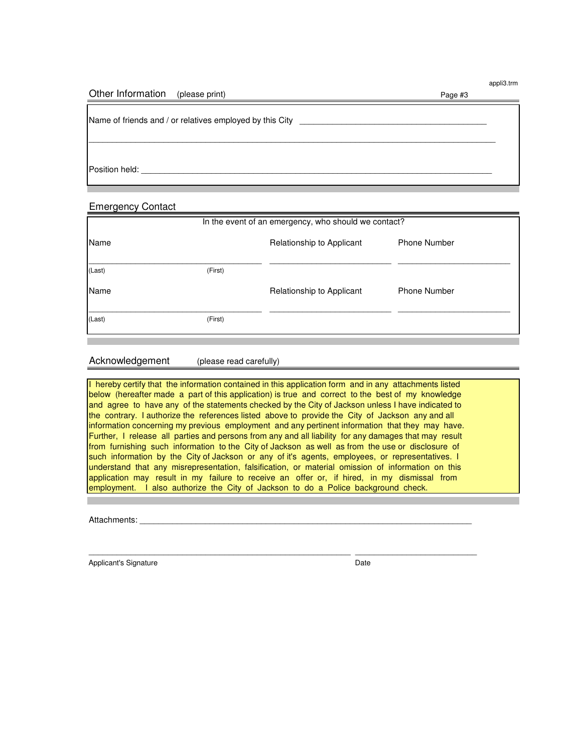## Other Information (please print)

Name of friends and / or relatives employed by this City ________________________________________

_______________________________________________________________________________________

Position held: ______________________________________________________________________________

## Emergency Contact

In the event of an emergency, who should we contact?

| Name | | Relationship to Applicant | Phone Number |
|---|---|---|---|
| (Last) | (First) | | |
| (Last) | (First) | | |

## Acknowledgement (please read carefully)

I hereby certify that the information contained in this application form and in any attachments listed below (hereafter made a part of this application) is true and correct to the best of my knowledge and agree to have any of the statements checked by the City of Jackson unless I have indicated to the contrary. I authorize the references listed above to provide the City of Jackson any and all information concerning my previous employment and any pertinent information that they may have. Further, I release all parties and persons from any and all liability for any damages that may result from furnishing such information to the City of Jackson as well as from the use or disclosure of such information by the City of Jackson or any of it's agents, employees, or representatives. I understand that any misrepresentation, falsification, or material omission of information on this application may result in my failure to receive an offer or, if hired, in my dismissal from employment. I also authorize the City of Jackson to do a Police background check.

Attachments: ___________________________________________________________________________

_______________________________________________ ____________________________

Applicant's Signature Date